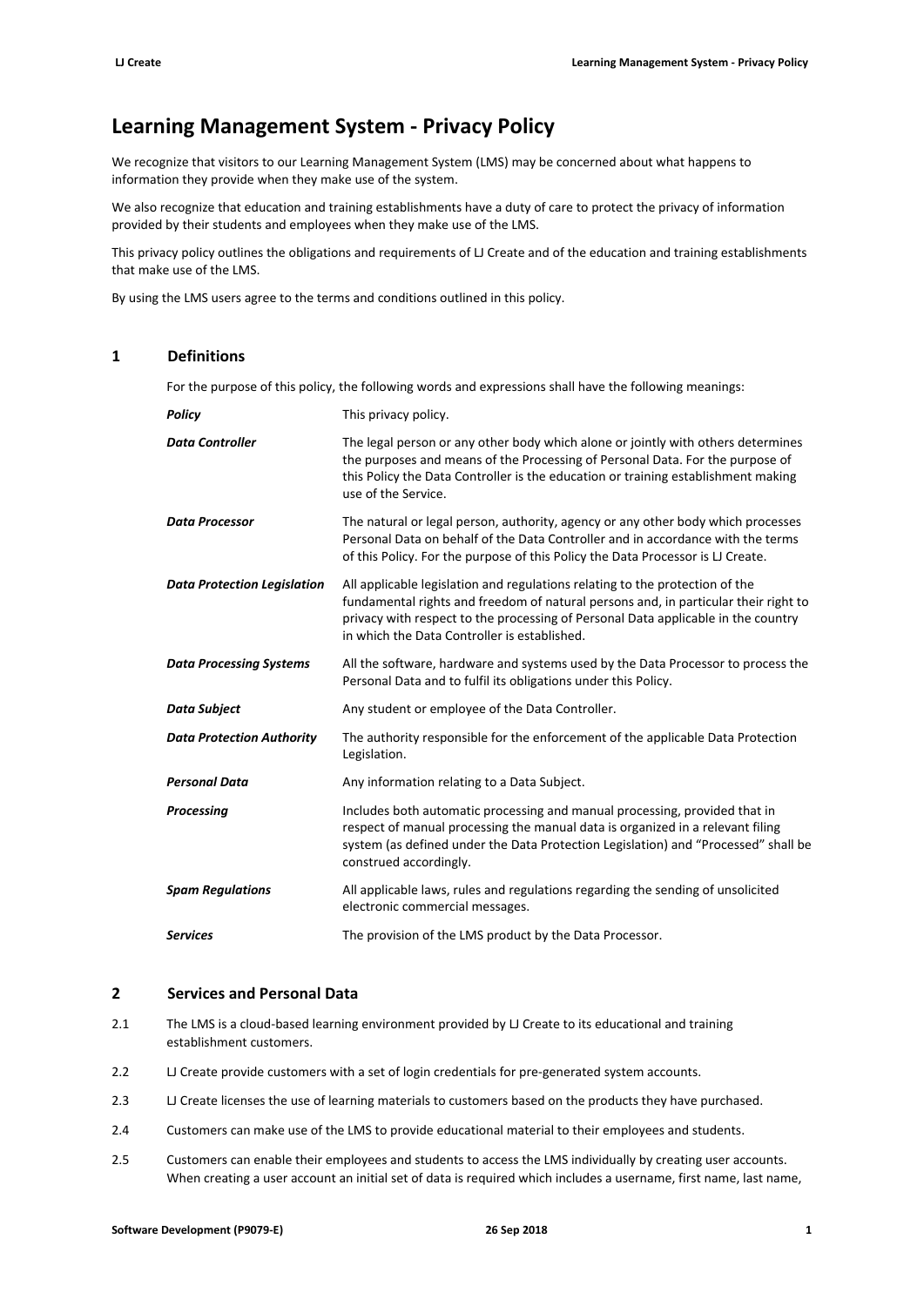# Learning Management System - Privacy Policy

We recognize that visitors to our Learning Management System (LMS) may be concerned about what happens to information they provide when they make use of the system.

We also recognize that education and training establishments have a duty of care to protect the privacy of information provided by their students and employees when they make use of the LMS.

This privacy policy outlines the obligations and requirements of LJ Create and of the education and training establishments that make use of the LMS.

By using the LMS users agree to the terms and conditions outlined in this policy.

## 1 Definitions

For the purpose of this policy, the following words and expressions shall have the following meanings:

| | |
|---|---|
| ***Policy*** | This privacy policy. |
| ***Data Controller*** | The legal person or any other body which alone or jointly with others determines the purposes and means of the Processing of Personal Data. For the purpose of this Policy the Data Controller is the education or training establishment making use of the Service. |
| ***Data Processor*** | The natural or legal person, authority, agency or any other body which processes Personal Data on behalf of the Data Controller and in accordance with the terms of this Policy. For the purpose of this Policy the Data Processor is LJ Create. |
| ***Data Protection Legislation*** | All applicable legislation and regulations relating to the protection of the fundamental rights and freedom of natural persons and, in particular their right to privacy with respect to the processing of Personal Data applicable in the country in which the Data Controller is established. |
| ***Data Processing Systems*** | All the software, hardware and systems used by the Data Processor to process the Personal Data and to fulfil its obligations under this Policy. |
| ***Data Subject*** | Any student or employee of the Data Controller. |
| ***Data Protection Authority*** | The authority responsible for the enforcement of the applicable Data Protection Legislation. |
| ***Personal Data*** | Any information relating to a Data Subject. |
| ***Processing*** | Includes both automatic processing and manual processing, provided that in respect of manual processing the manual data is organized in a relevant filing system (as defined under the Data Protection Legislation) and "Processed" shall be construed accordingly. |
| ***Spam Regulations*** | All applicable laws, rules and regulations regarding the sending of unsolicited electronic commercial messages. |
| ***Services*** | The provision of the LMS product by the Data Processor. |

## 2 Services and Personal Data

2.1 The LMS is a cloud-based learning environment provided by LJ Create to its educational and training establishment customers.

2.2 LJ Create provide customers with a set of login credentials for pre-generated system accounts.

2.3 LJ Create licenses the use of learning materials to customers based on the products they have purchased.

2.4 Customers can make use of the LMS to provide educational material to their employees and students.

2.5 Customers can enable their employees and students to access the LMS individually by creating user accounts. When creating a user account an initial set of data is required which includes a username, first name, last name,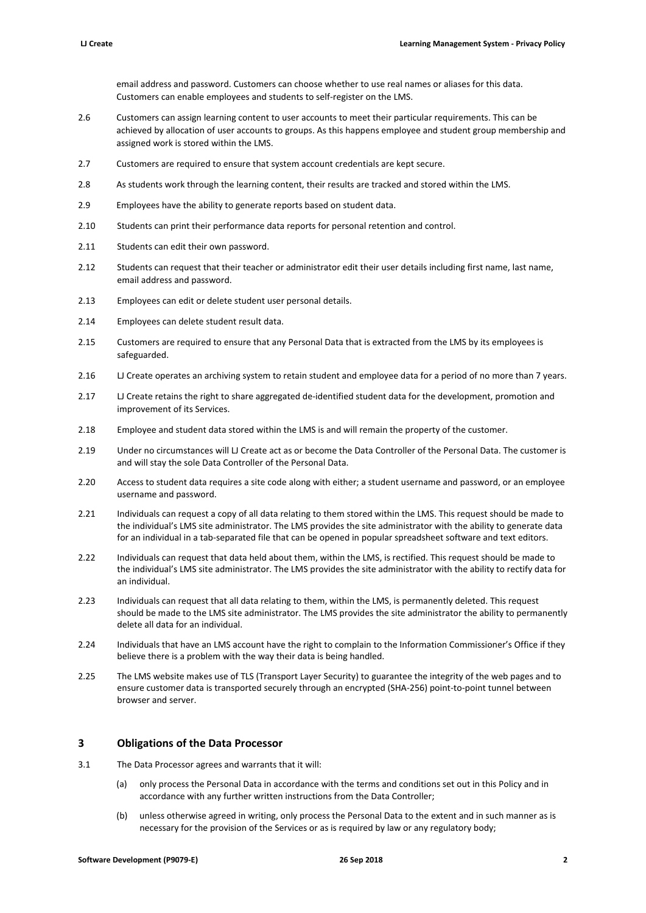email address and password. Customers can choose whether to use real names or aliases for this data. Customers can enable employees and students to self-register on the LMS.

2.6 Customers can assign learning content to user accounts to meet their particular requirements. This can be achieved by allocation of user accounts to groups. As this happens employee and student group membership and assigned work is stored within the LMS.

2.7 Customers are required to ensure that system account credentials are kept secure.

2.8 As students work through the learning content, their results are tracked and stored within the LMS.

2.9 Employees have the ability to generate reports based on student data.

2.10 Students can print their performance data reports for personal retention and control.

2.11 Students can edit their own password.

2.12 Students can request that their teacher or administrator edit their user details including first name, last name, email address and password.

2.13 Employees can edit or delete student user personal details.

2.14 Employees can delete student result data.

2.15 Customers are required to ensure that any Personal Data that is extracted from the LMS by its employees is safeguarded.

2.16 LJ Create operates an archiving system to retain student and employee data for a period of no more than 7 years.

2.17 LJ Create retains the right to share aggregated de-identified student data for the development, promotion and improvement of its Services.

2.18 Employee and student data stored within the LMS is and will remain the property of the customer.

2.19 Under no circumstances will LJ Create act as or become the Data Controller of the Personal Data. The customer is and will stay the sole Data Controller of the Personal Data.

2.20 Access to student data requires a site code along with either; a student username and password, or an employee username and password.

2.21 Individuals can request a copy of all data relating to them stored within the LMS. This request should be made to the individual's LMS site administrator. The LMS provides the site administrator with the ability to generate data for an individual in a tab-separated file that can be opened in popular spreadsheet software and text editors.

2.22 Individuals can request that data held about them, within the LMS, is rectified. This request should be made to the individual's LMS site administrator. The LMS provides the site administrator with the ability to rectify data for an individual.

2.23 Individuals can request that all data relating to them, within the LMS, is permanently deleted. This request should be made to the LMS site administrator. The LMS provides the site administrator the ability to permanently delete all data for an individual.

2.24 Individuals that have an LMS account have the right to complain to the Information Commissioner's Office if they believe there is a problem with the way their data is being handled.

2.25 The LMS website makes use of TLS (Transport Layer Security) to guarantee the integrity of the web pages and to ensure customer data is transported securely through an encrypted (SHA-256) point-to-point tunnel between browser and server.

## 3 Obligations of the Data Processor

3.1 The Data Processor agrees and warrants that it will:

(a) only process the Personal Data in accordance with the terms and conditions set out in this Policy and in accordance with any further written instructions from the Data Controller;

(b) unless otherwise agreed in writing, only process the Personal Data to the extent and in such manner as is necessary for the provision of the Services or as is required by law or any regulatory body;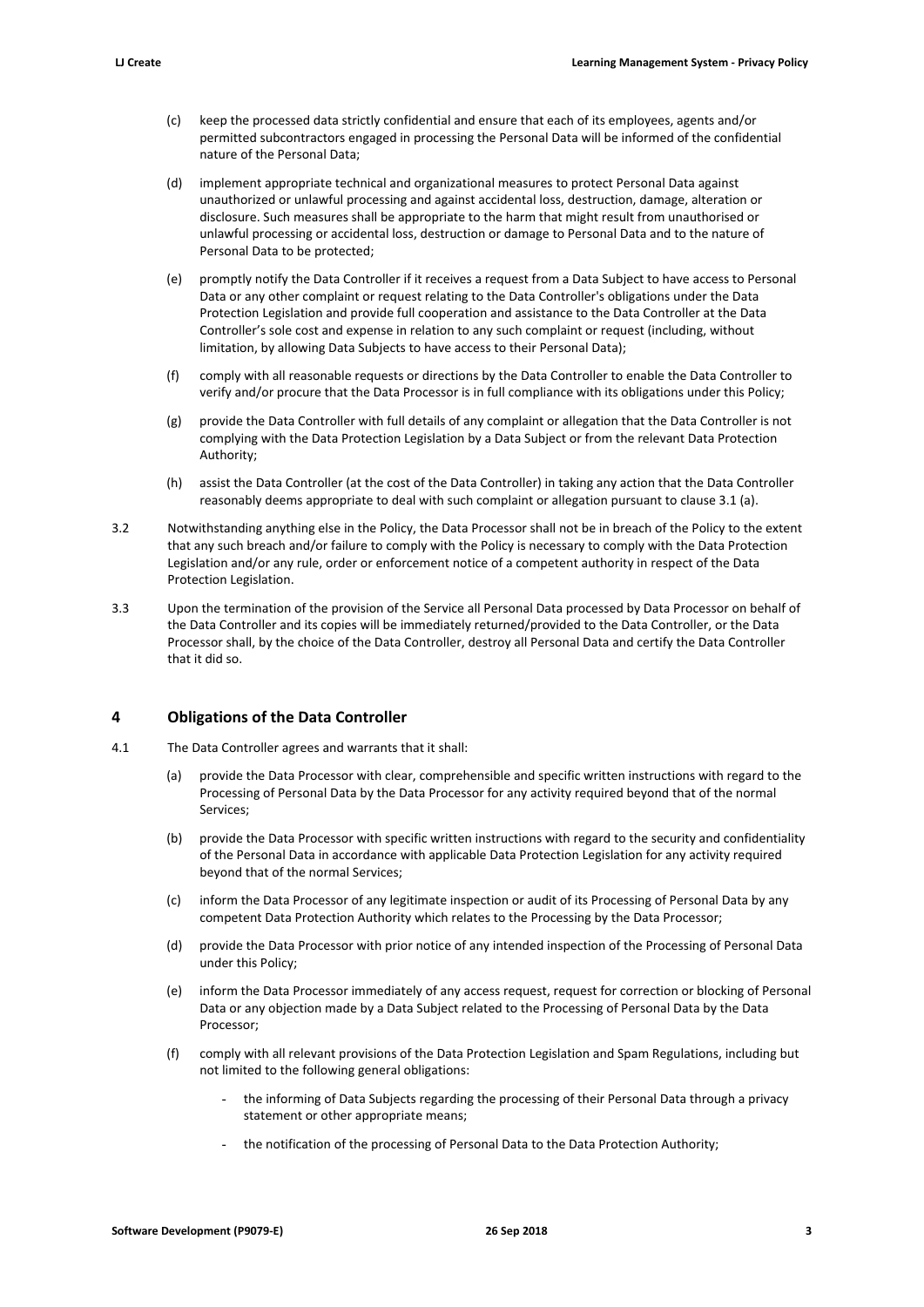(c) keep the processed data strictly confidential and ensure that each of its employees, agents and/or permitted subcontractors engaged in processing the Personal Data will be informed of the confidential nature of the Personal Data;

(d) implement appropriate technical and organizational measures to protect Personal Data against unauthorized or unlawful processing and against accidental loss, destruction, damage, alteration or disclosure. Such measures shall be appropriate to the harm that might result from unauthorised or unlawful processing or accidental loss, destruction or damage to Personal Data and to the nature of Personal Data to be protected;

(e) promptly notify the Data Controller if it receives a request from a Data Subject to have access to Personal Data or any other complaint or request relating to the Data Controller's obligations under the Data Protection Legislation and provide full cooperation and assistance to the Data Controller at the Data Controller's sole cost and expense in relation to any such complaint or request (including, without limitation, by allowing Data Subjects to have access to their Personal Data);

(f) comply with all reasonable requests or directions by the Data Controller to enable the Data Controller to verify and/or procure that the Data Processor is in full compliance with its obligations under this Policy;

(g) provide the Data Controller with full details of any complaint or allegation that the Data Controller is not complying with the Data Protection Legislation by a Data Subject or from the relevant Data Protection Authority;

(h) assist the Data Controller (at the cost of the Data Controller) in taking any action that the Data Controller reasonably deems appropriate to deal with such complaint or allegation pursuant to clause 3.1 (a).

3.2 Notwithstanding anything else in the Policy, the Data Processor shall not be in breach of the Policy to the extent that any such breach and/or failure to comply with the Policy is necessary to comply with the Data Protection Legislation and/or any rule, order or enforcement notice of a competent authority in respect of the Data Protection Legislation.

3.3 Upon the termination of the provision of the Service all Personal Data processed by Data Processor on behalf of the Data Controller and its copies will be immediately returned/provided to the Data Controller, or the Data Processor shall, by the choice of the Data Controller, destroy all Personal Data and certify the Data Controller that it did so.

## 4 Obligations of the Data Controller

4.1 The Data Controller agrees and warrants that it shall:

(a) provide the Data Processor with clear, comprehensible and specific written instructions with regard to the Processing of Personal Data by the Data Processor for any activity required beyond that of the normal Services;

(b) provide the Data Processor with specific written instructions with regard to the security and confidentiality of the Personal Data in accordance with applicable Data Protection Legislation for any activity required beyond that of the normal Services;

(c) inform the Data Processor of any legitimate inspection or audit of its Processing of Personal Data by any competent Data Protection Authority which relates to the Processing by the Data Processor;

(d) provide the Data Processor with prior notice of any intended inspection of the Processing of Personal Data under this Policy;

(e) inform the Data Processor immediately of any access request, request for correction or blocking of Personal Data or any objection made by a Data Subject related to the Processing of Personal Data by the Data Processor;

(f) comply with all relevant provisions of the Data Protection Legislation and Spam Regulations, including but not limited to the following general obligations:

- the informing of Data Subjects regarding the processing of their Personal Data through a privacy statement or other appropriate means;
- the notification of the processing of Personal Data to the Data Protection Authority;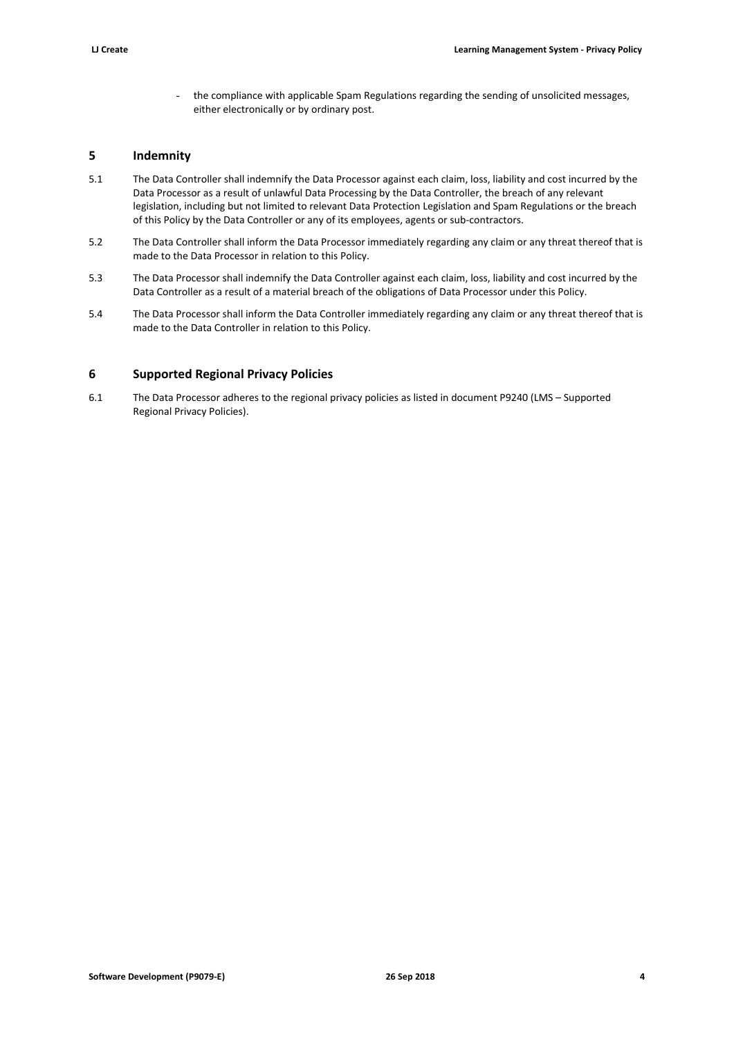- the compliance with applicable Spam Regulations regarding the sending of unsolicited messages, either electronically or by ordinary post.

## 5 Indemnity

5.1 The Data Controller shall indemnify the Data Processor against each claim, loss, liability and cost incurred by the Data Processor as a result of unlawful Data Processing by the Data Controller, the breach of any relevant legislation, including but not limited to relevant Data Protection Legislation and Spam Regulations or the breach of this Policy by the Data Controller or any of its employees, agents or sub-contractors.

5.2 The Data Controller shall inform the Data Processor immediately regarding any claim or any threat thereof that is made to the Data Processor in relation to this Policy.

5.3 The Data Processor shall indemnify the Data Controller against each claim, loss, liability and cost incurred by the Data Controller as a result of a material breach of the obligations of Data Processor under this Policy.

5.4 The Data Processor shall inform the Data Controller immediately regarding any claim or any threat thereof that is made to the Data Controller in relation to this Policy.

## 6 Supported Regional Privacy Policies

6.1 The Data Processor adheres to the regional privacy policies as listed in document P9240 (LMS – Supported Regional Privacy Policies).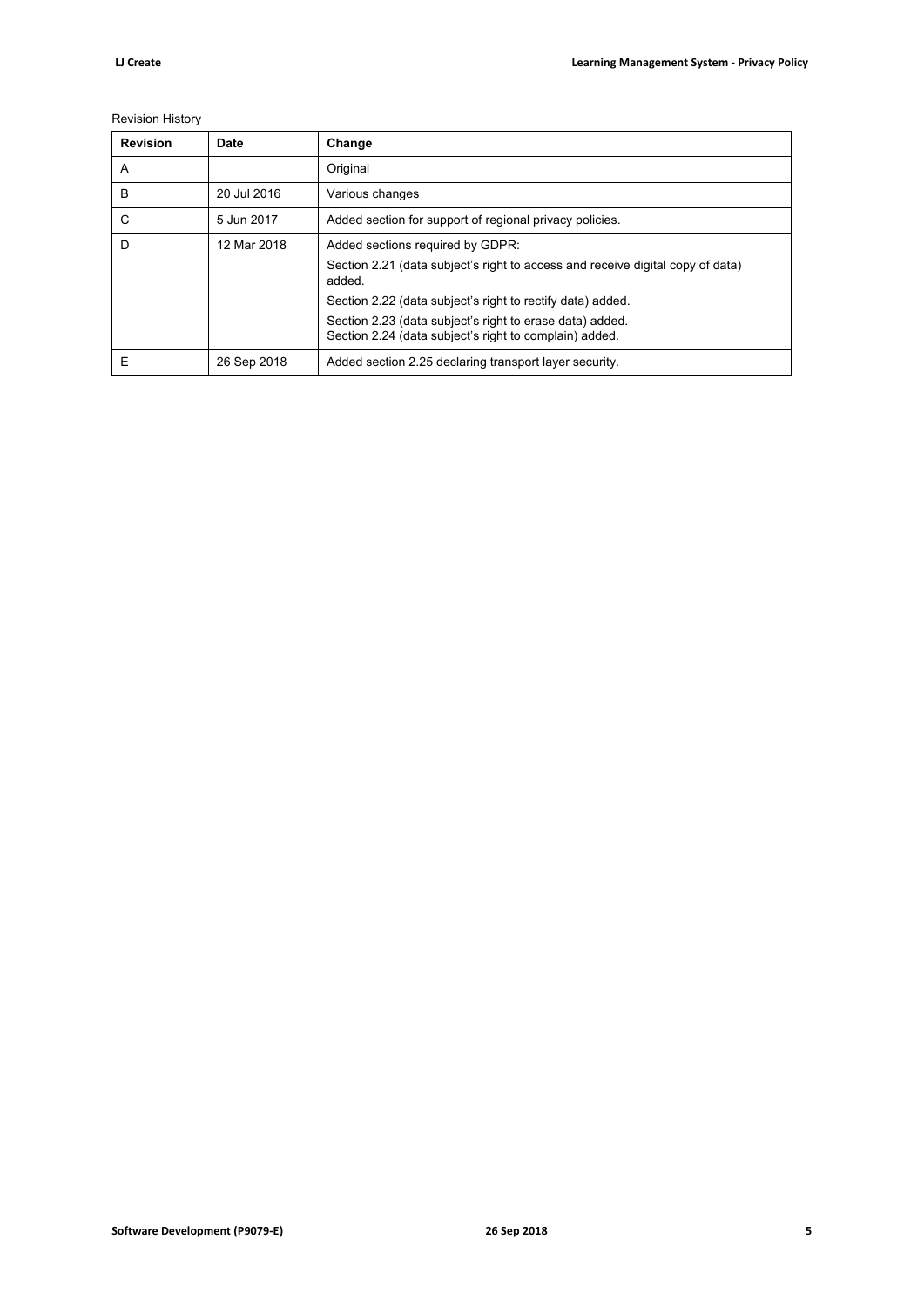Revision History

| Revision | Date | Change |
| --- | --- | --- |
| A | | Original |
| B | 20 Jul 2016 | Various changes |
| C | 5 Jun 2017 | Added section for support of regional privacy policies. |
| D | 12 Mar 2018 | Added sections required by GDPR:<br>Section 2.21 (data subject's right to access and receive digital copy of data) added.<br>Section 2.22 (data subject's right to rectify data) added.<br>Section 2.23 (data subject's right to erase data) added.<br>Section 2.24 (data subject's right to complain) added. |
| E | 26 Sep 2018 | Added section 2.25 declaring transport layer security. |